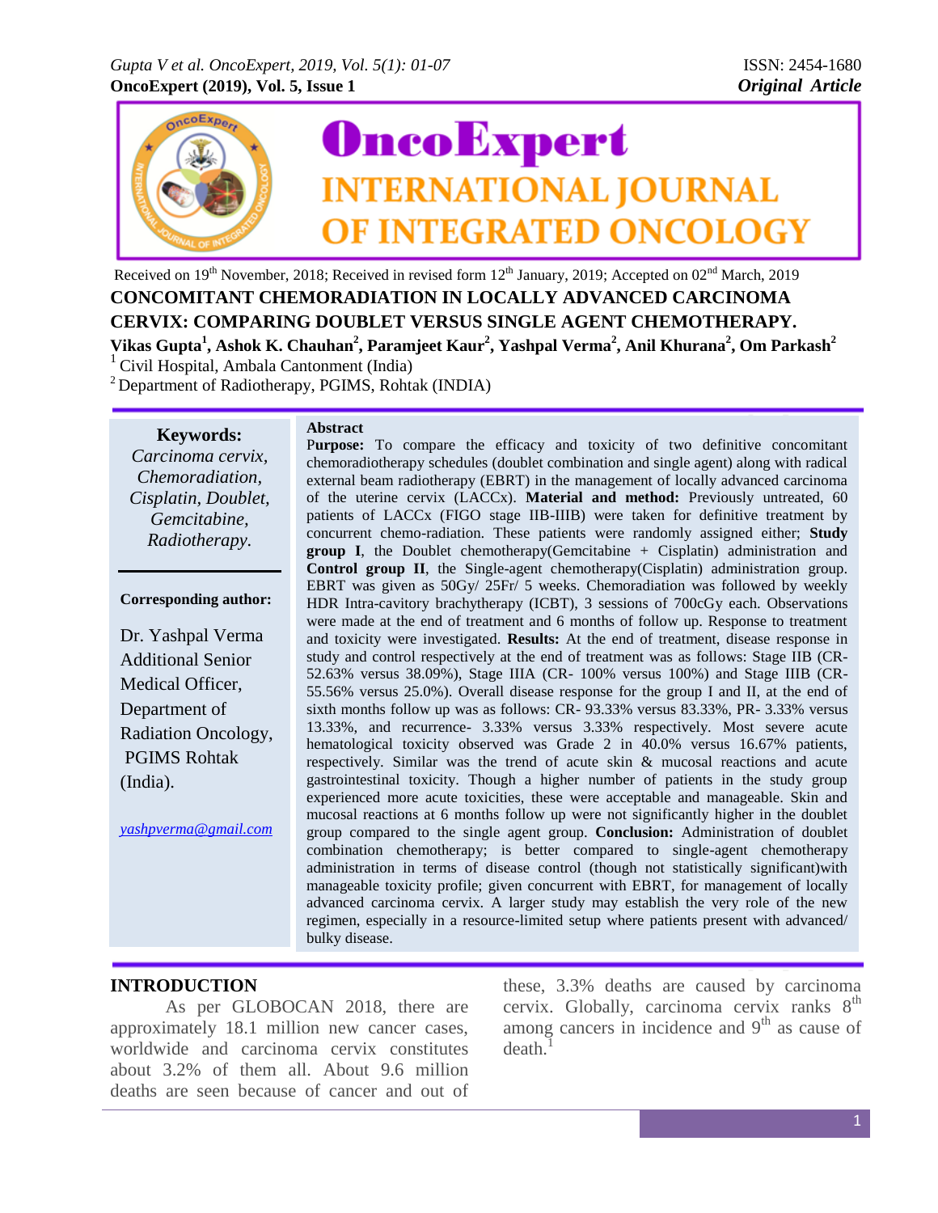Received on 19th November, 2018; Received in revised form 12th January, 2019; Accepted on 02nd March, 2019

# CONCOMITANT CHEMORADIATION IN LOCALLY ADVANCED CARCINOMA CERVIX: COMPARING DOUBLET VERSUS SINGLE AGENT CHEMOTHERAPY.

**Vikas Gupta[1], Ashok K. Chauhan[2], Paramjeet Kaur[2], Yashpal Verma[2], Anil Khurana[2], Om Parkash[2]**

[1] Civil Hospital, Ambala Cantonment (India)

[2] Department of Radiotherapy, PGIMS, Rohtak (INDIA)

**Keywords:** *Carcinoma cervix, Chemoradiation, Cisplatin, Doublet, Gemcitabine, Radiotherapy.*

**Corresponding author:**

Dr. Yashpal Verma
Additional Senior Medical Officer,
Department of Radiation Oncology,
PGIMS Rohtak (India).

yashpverma@gmail.com

## Abstract

**Purpose:** To compare the efficacy and toxicity of two definitive concomitant chemoradiotherapy schedules (doublet combination and single agent) along with radical external beam radiotherapy (EBRT) in the management of locally advanced carcinoma of the uterine cervix (LACCx). **Material and method:** Previously untreated, 60 patients of LACCx (FIGO stage IIB-IIIB) were taken for definitive treatment by concurrent chemo-radiation. These patients were randomly assigned either; **Study group I**, the Doublet chemotherapy(Gemcitabine + Cisplatin) administration and **Control group II**, the Single-agent chemotherapy(Cisplatin) administration group. EBRT was given as 50Gy/ 25Fr/ 5 weeks. Chemoradiation was followed by weekly HDR Intra-cavitory brachytherapy (ICBT), 3 sessions of 700cGy each. Observations were made at the end of treatment and 6 months of follow up. Response to treatment and toxicity were investigated. **Results:** At the end of treatment, disease response in study and control respectively at the end of treatment was as follows: Stage IIB (CR- 52.63% versus 38.09%), Stage IIIA (CR- 100% versus 100%) and Stage IIIB (CR- 55.56% versus 25.0%). Overall disease response for the group I and II, at the end of sixth months follow up was as follows: CR- 93.33% versus 83.33%, PR- 3.33% versus 13.33%, and recurrence- 3.33% versus 3.33% respectively. Most severe acute hematological toxicity observed was Grade 2 in 40.0% versus 16.67% patients, respectively. Similar was the trend of acute skin & mucosal reactions and acute gastrointestinal toxicity. Though a higher number of patients in the study group experienced more acute toxicities, these were acceptable and manageable. Skin and mucosal reactions at 6 months follow up were not significantly higher in the doublet group compared to the single agent group. **Conclusion:** Administration of doublet combination chemotherapy; is better compared to single-agent chemotherapy administration in terms of disease control (though not statistically significant)with manageable toxicity profile; given concurrent with EBRT, for management of locally advanced carcinoma cervix. A larger study may establish the very role of the new regimen, especially in a resource-limited setup where patients present with advanced/ bulky disease.

## INTRODUCTION

As per GLOBOCAN 2018, there are approximately 18.1 million new cancer cases, worldwide and carcinoma cervix constitutes about 3.2% of them all. About 9.6 million deaths are seen because of cancer and out of these, 3.3% deaths are caused by carcinoma cervix. Globally, carcinoma cervix ranks 8th among cancers in incidence and 9th as cause of death.[1]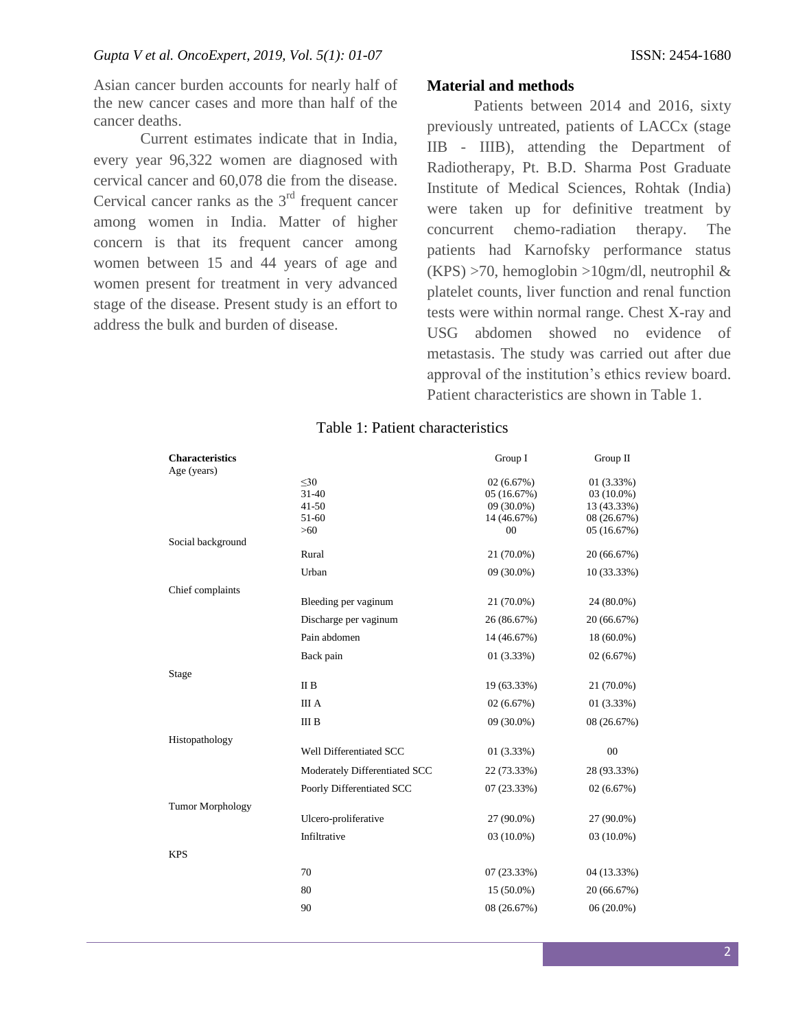Asian cancer burden accounts for nearly half of the new cancer cases and more than half of the cancer deaths.

Current estimates indicate that in India, every year 96,322 women are diagnosed with cervical cancer and 60,078 die from the disease. Cervical cancer ranks as the 3rd frequent cancer among women in India. Matter of higher concern is that its frequent cancer among women between 15 and 44 years of age and women present for treatment in very advanced stage of the disease. Present study is an effort to address the bulk and burden of disease.

## Material and methods

Patients between 2014 and 2016, sixty previously untreated, patients of LACCx (stage IIB - IIIB), attending the Department of Radiotherapy, Pt. B.D. Sharma Post Graduate Institute of Medical Sciences, Rohtak (India) were taken up for definitive treatment by concurrent chemo-radiation therapy. The patients had Karnofsky performance status (KPS) >70, hemoglobin >10gm/dl, neutrophil & platelet counts, liver function and renal function tests were within normal range. Chest X-ray and USG abdomen showed no evidence of metastasis. The study was carried out after due approval of the institution's ethics review board. Patient characteristics are shown in Table 1.

Table 1: Patient characteristics

| **Characteristics** | | Group I | Group II |
|---|---|---|---|
| Age (years) | | | |
| | ≤30 | 02 (6.67%) | 01 (3.33%) |
| | 31-40 | 05 (16.67%) | 03 (10.0%) |
| | 41-50 | 09 (30.0%) | 13 (43.33%) |
| | 51-60 | 14 (46.67%) | 08 (26.67%) |
| | >60 | 00 | 05 (16.67%) |
| Social background | | | |
| | Rural | 21 (70.0%) | 20 (66.67%) |
| | Urban | 09 (30.0%) | 10 (33.33%) |
| Chief complaints | | | |
| | Bleeding per vaginum | 21 (70.0%) | 24 (80.0%) |
| | Discharge per vaginum | 26 (86.67%) | 20 (66.67%) |
| | Pain abdomen | 14 (46.67%) | 18 (60.0%) |
| | Back pain | 01 (3.33%) | 02 (6.67%) |
| Stage | | | |
| | II B | 19 (63.33%) | 21 (70.0%) |
| | III A | 02 (6.67%) | 01 (3.33%) |
| | III B | 09 (30.0%) | 08 (26.67%) |
| Histopathology | | | |
| | Well Differentiated SCC | 01 (3.33%) | 00 |
| | Moderately Differentiated SCC | 22 (73.33%) | 28 (93.33%) |
| | Poorly Differentiated SCC | 07 (23.33%) | 02 (6.67%) |
| Tumor Morphology | | | |
| | Ulcero-proliferative | 27 (90.0%) | 27 (90.0%) |
| | Infiltrative | 03 (10.0%) | 03 (10.0%) |
| KPS | | | |
| | 70 | 07 (23.33%) | 04 (13.33%) |
| | 80 | 15 (50.0%) | 20 (66.67%) |
| | 90 | 08 (26.67%) | 06 (20.0%) |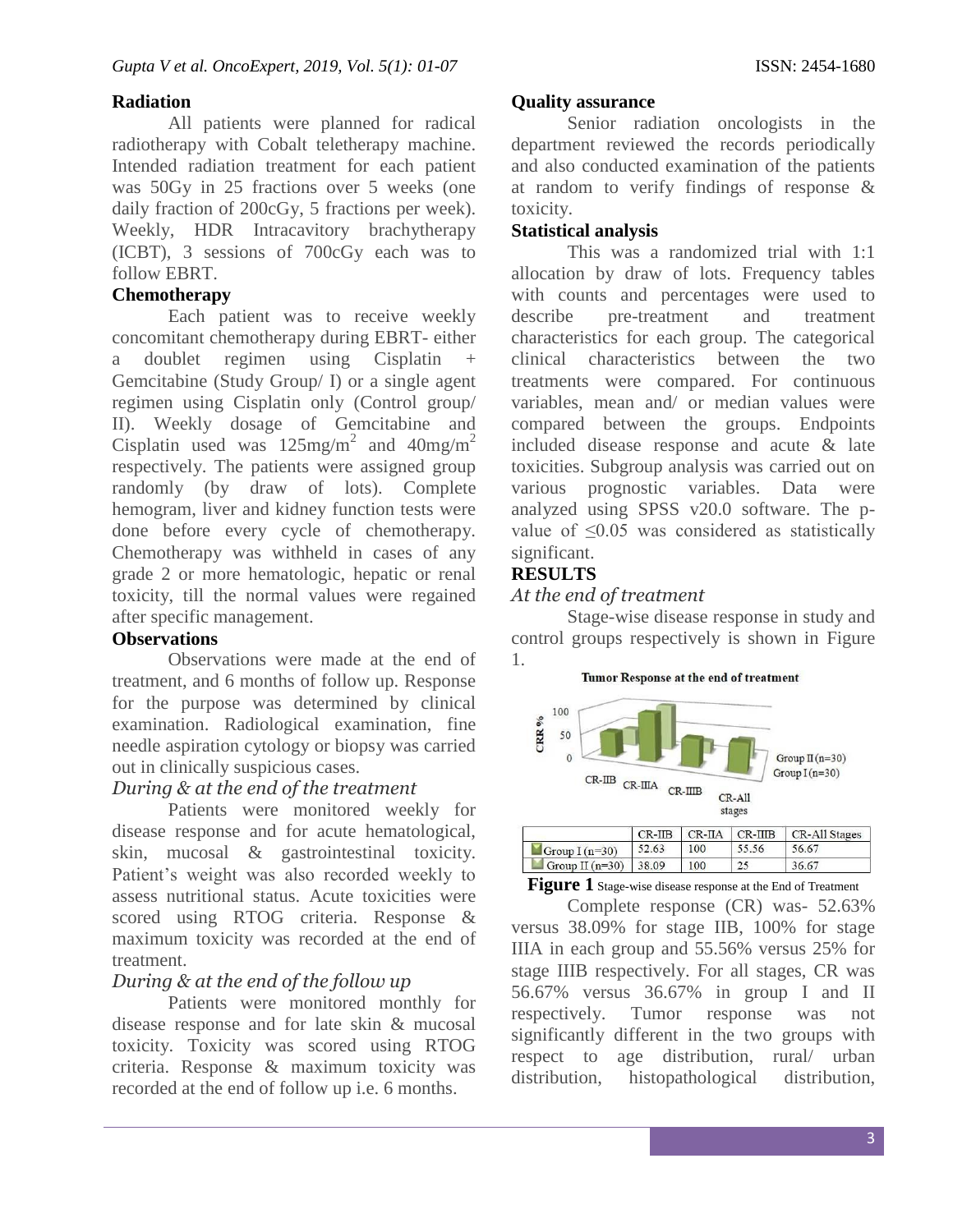## Radiation

All patients were planned for radical radiotherapy with Cobalt teletherapy machine. Intended radiation treatment for each patient was 50Gy in 25 fractions over 5 weeks (one daily fraction of 200cGy, 5 fractions per week). Weekly, HDR Intracavitory brachytherapy (ICBT), 3 sessions of 700cGy each was to follow EBRT.

## Chemotherapy

Each patient was to receive weekly concomitant chemotherapy during EBRT- either a doublet regimen using Cisplatin + Gemcitabine (Study Group/ I) or a single agent regimen using Cisplatin only (Control group/ II). Weekly dosage of Gemcitabine and Cisplatin used was $125mg/m^2$ and $40mg/m^2$ respectively. The patients were assigned group randomly (by draw of lots). Complete hemogram, liver and kidney function tests were done before every cycle of chemotherapy. Chemotherapy was withheld in cases of any grade 2 or more hematologic, hepatic or renal toxicity, till the normal values were regained after specific management.

## Observations

Observations were made at the end of treatment, and 6 months of follow up. Response for the purpose was determined by clinical examination. Radiological examination, fine needle aspiration cytology or biopsy was carried out in clinically suspicious cases.

### *During & at the end of the treatment*

Patients were monitored weekly for disease response and for acute hematological, skin, mucosal & gastrointestinal toxicity. Patient's weight was also recorded weekly to assess nutritional status. Acute toxicities were scored using RTOG criteria. Response & maximum toxicity was recorded at the end of treatment.

### *During & at the end of the follow up*

Patients were monitored monthly for disease response and for late skin & mucosal toxicity. Toxicity was scored using RTOG criteria. Response & maximum toxicity was recorded at the end of follow up i.e. 6 months.

## Quality assurance

Senior radiation oncologists in the department reviewed the records periodically and also conducted examination of the patients at random to verify findings of response & toxicity.

## Statistical analysis

This was a randomized trial with 1:1 allocation by draw of lots. Frequency tables with counts and percentages were used to describe pre-treatment and treatment characteristics for each group. The categorical clinical characteristics between the two treatments were compared. For continuous variables, mean and/ or median values were compared between the groups. Endpoints included disease response and acute & late toxicities. Subgroup analysis was carried out on various prognostic variables. Data were analyzed using SPSS v20.0 software. The p-value of $\leq 0.05$ was considered as statistically significant.

## RESULTS

### *At the end of treatment*

Stage-wise disease response in study and control groups respectively is shown in Figure 1.

Tumor Response at the end of treatment

| | CR-IIB | CR-IIA | CR-IIIB | CR-All Stages |
|---|---|---|---|---|
| Group I (n=30) | 52.63 | 100 | 55.56 | 56.67 |
| Group II (n=30) | 38.09 | 100 | 25 | 36.67 |

**Figure 1** Stage-wise disease response at the End of Treatment

Complete response (CR) was- 52.63% versus 38.09% for stage IIB, 100% for stage IIIA in each group and 55.56% versus 25% for stage IIIB respectively. For all stages, CR was 56.67% versus 36.67% in group I and II respectively. Tumor response was not significantly different in the two groups with respect to age distribution, rural/ urban distribution, histopathological distribution,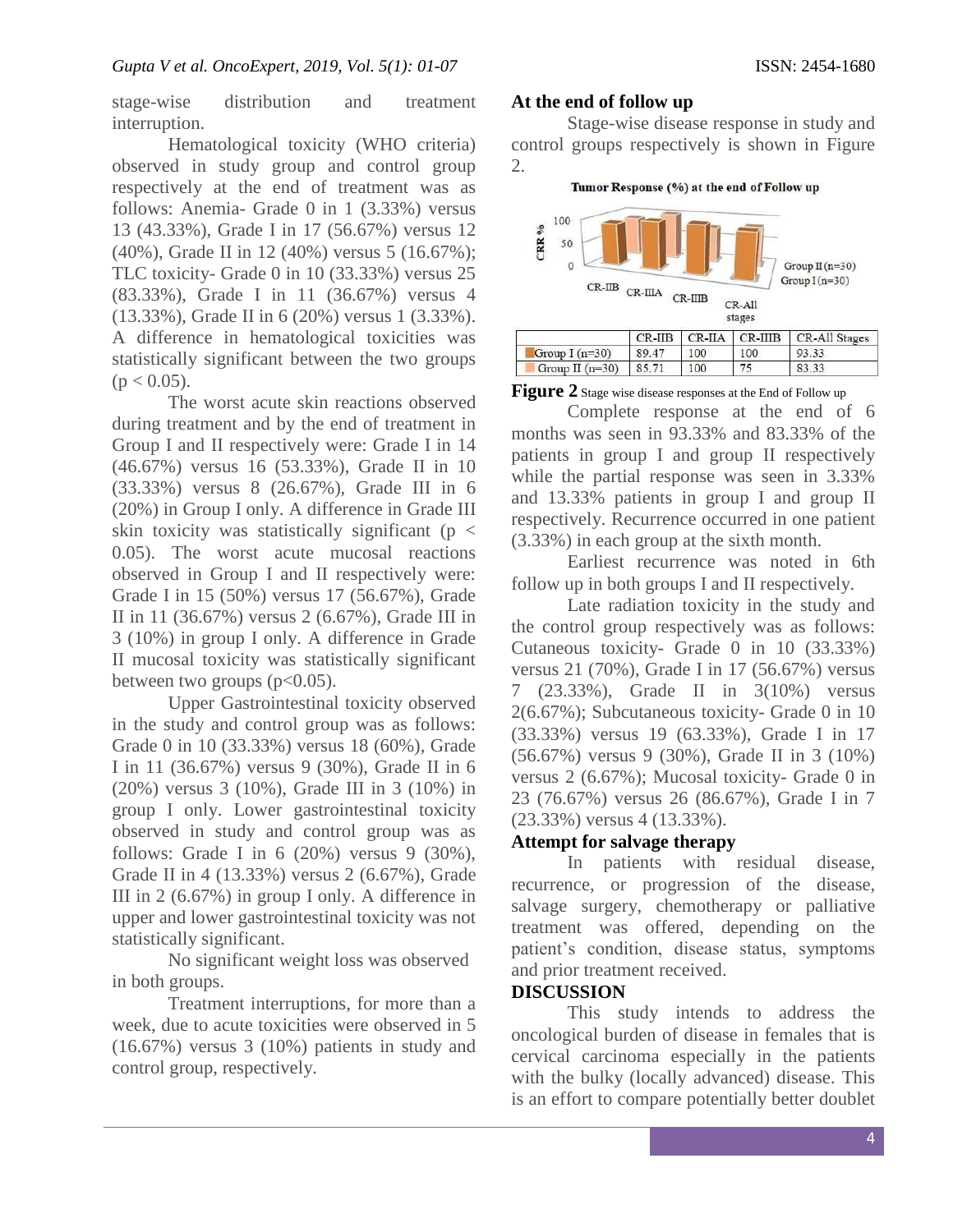stage-wise distribution and treatment interruption.

Hematological toxicity (WHO criteria) observed in study group and control group respectively at the end of treatment was as follows: Anemia- Grade 0 in 1 (3.33%) versus 13 (43.33%), Grade I in 17 (56.67%) versus 12 (40%), Grade II in 12 (40%) versus 5 (16.67%); TLC toxicity- Grade 0 in 10 (33.33%) versus 25 (83.33%), Grade I in 11 (36.67%) versus 4 (13.33%), Grade II in 6 (20%) versus 1 (3.33%). A difference in hematological toxicities was statistically significant between the two groups ($p < 0.05$).

The worst acute skin reactions observed during treatment and by the end of treatment in Group I and II respectively were: Grade I in 14 (46.67%) versus 16 (53.33%), Grade II in 10 (33.33%) versus 8 (26.67%), Grade III in 6 (20%) in Group I only. A difference in Grade III skin toxicity was statistically significant ($p < 0.05$). The worst acute mucosal reactions observed in Group I and II respectively were: Grade I in 15 (50%) versus 17 (56.67%), Grade II in 11 (36.67%) versus 2 (6.67%), Grade III in 3 (10%) in group I only. A difference in Grade II mucosal toxicity was statistically significant between two groups ($p<0.05$).

Upper Gastrointestinal toxicity observed in the study and control group was as follows: Grade 0 in 10 (33.33%) versus 18 (60%), Grade I in 11 (36.67%) versus 9 (30%), Grade II in 6 (20%) versus 3 (10%), Grade III in 3 (10%) in group I only. Lower gastrointestinal toxicity observed in study and control group was as follows: Grade I in 6 (20%) versus 9 (30%), Grade II in 4 (13.33%) versus 2 (6.67%), Grade III in 2 (6.67%) in group I only. A difference in upper and lower gastrointestinal toxicity was not statistically significant.

No significant weight loss was observed in both groups.

Treatment interruptions, for more than a week, due to acute toxicities were observed in 5 (16.67%) versus 3 (10%) patients in study and control group, respectively.

**At the end of follow up**

Stage-wise disease response in study and control groups respectively is shown in Figure 2.

Tumor Response (%) at the end of Follow up

| | CR-IIB | CR-IIA | CR-IIIB | CR-All Stages |
|---|---|---|---|---|
| Group I (n=30) | 89.47 | 100 | 100 | 93.33 |
| Group II (n=30) | 85.71 | 100 | 75 | 83.33 |

**Figure 2** Stage wise disease responses at the End of Follow up

Complete response at the end of 6 months was seen in 93.33% and 83.33% of the patients in group I and group II respectively while the partial response was seen in 3.33% and 13.33% patients in group I and group II respectively. Recurrence occurred in one patient (3.33%) in each group at the sixth month.

Earliest recurrence was noted in 6th follow up in both groups I and II respectively.

Late radiation toxicity in the study and the control group respectively was as follows: Cutaneous toxicity- Grade 0 in 10 (33.33%) versus 21 (70%), Grade I in 17 (56.67%) versus 7 (23.33%), Grade II in 3(10%) versus 2(6.67%); Subcutaneous toxicity- Grade 0 in 10 (33.33%) versus 19 (63.33%), Grade I in 17 (56.67%) versus 9 (30%), Grade II in 3 (10%) versus 2 (6.67%); Mucosal toxicity- Grade 0 in 23 (76.67%) versus 26 (86.67%), Grade I in 7 (23.33%) versus 4 (13.33%).

**Attempt for salvage therapy**

In patients with residual disease, recurrence, or progression of the disease, salvage surgery, chemotherapy or palliative treatment was offered, depending on the patient's condition, disease status, symptoms and prior treatment received.

## DISCUSSION

This study intends to address the oncological burden of disease in females that is cervical carcinoma especially in the patients with the bulky (locally advanced) disease. This is an effort to compare potentially better doublet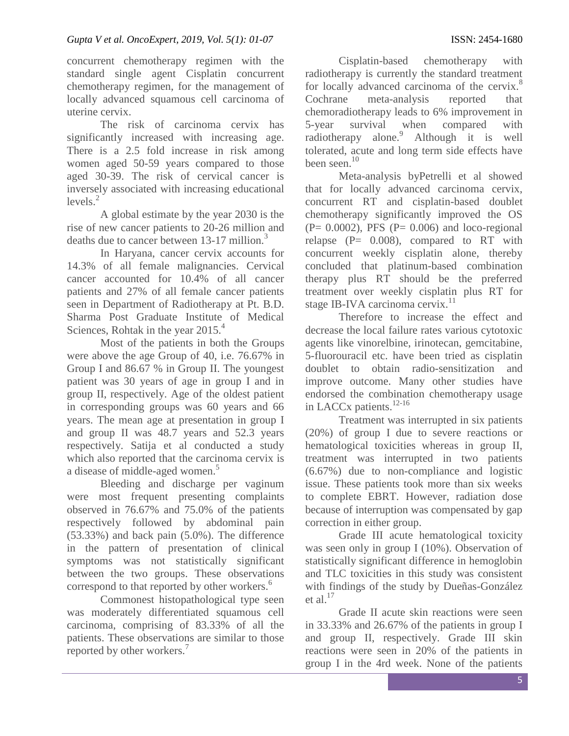concurrent chemotherapy regimen with the standard single agent Cisplatin concurrent chemotherapy regimen, for the management of locally advanced squamous cell carcinoma of uterine cervix.

The risk of carcinoma cervix has significantly increased with increasing age. There is a 2.5 fold increase in risk among women aged 50-59 years compared to those aged 30-39. The risk of cervical cancer is inversely associated with increasing educational levels.[2]

A global estimate by the year 2030 is the rise of new cancer patients to 20-26 million and deaths due to cancer between 13-17 million.[3]

In Haryana, cancer cervix accounts for 14.3% of all female malignancies. Cervical cancer accounted for 10.4% of all cancer patients and 27% of all female cancer patients seen in Department of Radiotherapy at Pt. B.D. Sharma Post Graduate Institute of Medical Sciences, Rohtak in the year 2015.[4]

Most of the patients in both the Groups were above the age Group of 40, i.e. 76.67% in Group I and 86.67 % in Group II. The youngest patient was 30 years of age in group I and in group II, respectively. Age of the oldest patient in corresponding groups was 60 years and 66 years. The mean age at presentation in group I and group II was 48.7 years and 52.3 years respectively. Satija et al conducted a study which also reported that the carcinoma cervix is a disease of middle-aged women.[5]

Bleeding and discharge per vaginum were most frequent presenting complaints observed in 76.67% and 75.0% of the patients respectively followed by abdominal pain (53.33%) and back pain (5.0%). The difference in the pattern of presentation of clinical symptoms was not statistically significant between the two groups. These observations correspond to that reported by other workers.[6]

Commonest histopathological type seen was moderately differentiated squamous cell carcinoma, comprising of 83.33% of all the patients. These observations are similar to those reported by other workers.[7]

Cisplatin-based chemotherapy with radiotherapy is currently the standard treatment for locally advanced carcinoma of the cervix.[8] Cochrane meta-analysis reported that chemoradiotherapy leads to 6% improvement in 5-year survival when compared with radiotherapy alone.[9] Although it is well tolerated, acute and long term side effects have been seen.[10]

Meta-analysis byPetrelli et al showed that for locally advanced carcinoma cervix, concurrent RT and cisplatin-based doublet chemotherapy significantly improved the OS (P= 0.0002), PFS (P= 0.006) and loco-regional relapse (P= 0.008), compared to RT with concurrent weekly cisplatin alone, thereby concluded that platinum-based combination therapy plus RT should be the preferred treatment over weekly cisplatin plus RT for stage IB-IVA carcinoma cervix.[11]

Therefore to increase the effect and decrease the local failure rates various cytotoxic agents like vinorelbine, irinotecan, gemcitabine, 5-fluorouracil etc. have been tried as cisplatin doublet to obtain radio-sensitization and improve outcome. Many other studies have endorsed the combination chemotherapy usage in LACCx patients.[12-16]

Treatment was interrupted in six patients (20%) of group I due to severe reactions or hematological toxicities whereas in group II, treatment was interrupted in two patients (6.67%) due to non-compliance and logistic issue. These patients took more than six weeks to complete EBRT. However, radiation dose because of interruption was compensated by gap correction in either group.

Grade III acute hematological toxicity was seen only in group I (10%). Observation of statistically significant difference in hemoglobin and TLC toxicities in this study was consistent with findings of the study by Dueñas-González et al.[17]

Grade II acute skin reactions were seen in 33.33% and 26.67% of the patients in group I and group II, respectively. Grade III skin reactions were seen in 20% of the patients in group I in the 4rd week. None of the patients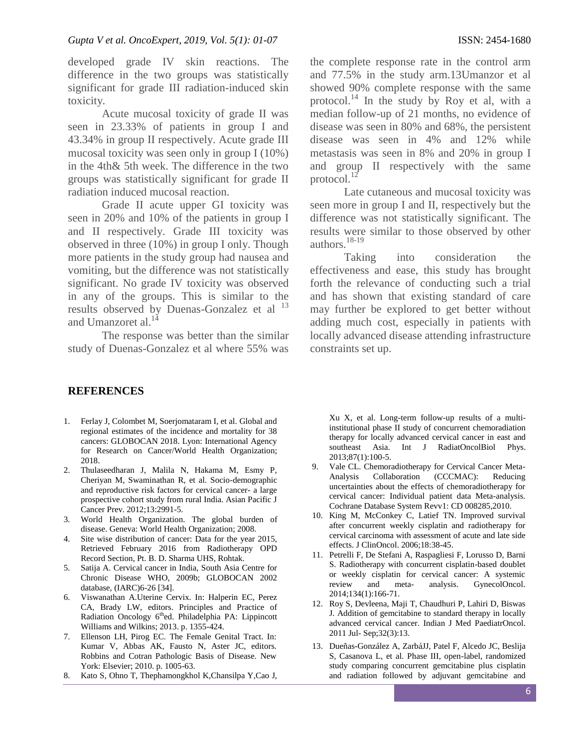developed grade IV skin reactions. The difference in the two groups was statistically significant for grade III radiation-induced skin toxicity.

Acute mucosal toxicity of grade II was seen in 23.33% of patients in group I and 43.34% in group II respectively. Acute grade III mucosal toxicity was seen only in group I (10%) in the 4th& 5th week. The difference in the two groups was statistically significant for grade II radiation induced mucosal reaction.

Grade II acute upper GI toxicity was seen in 20% and 10% of the patients in group I and II respectively. Grade III toxicity was observed in three (10%) in group I only. Though more patients in the study group had nausea and vomiting, but the difference was not statistically significant. No grade IV toxicity was observed in any of the groups. This is similar to the results observed by Duenas-Gonzalez et al [13] and Umanzoret al.[14]

The response was better than the similar study of Duenas-Gonzalez et al where 55% was the complete response rate in the control arm and 77.5% in the study arm.13Umanzor et al showed 90% complete response with the same protocol.[14] In the study by Roy et al, with a median follow-up of 21 months, no evidence of disease was seen in 80% and 68%, the persistent disease was seen in 4% and 12% while metastasis was seen in 8% and 20% in group I and group II respectively with the same protocol.[12]

Late cutaneous and mucosal toxicity was seen more in group I and II, respectively but the difference was not statistically significant. The results were similar to those observed by other authors.[18-19]

Taking into consideration the effectiveness and ease, this study has brought forth the relevance of conducting such a trial and has shown that existing standard of care may further be explored to get better without adding much cost, especially in patients with locally advanced disease attending infrastructure constraints set up.

## REFERENCES

1. Ferlay J, Colombet M, Soerjomataram I, et al. Global and regional estimates of the incidence and mortality for 38 cancers: GLOBOCAN 2018. Lyon: International Agency for Research on Cancer/World Health Organization; 2018.
2. Thulaseedharan J, Malila N, Hakama M, Esmy P, Cheriyan M, Swaminathan R, et al. Socio-demographic and reproductive risk factors for cervical cancer- a large prospective cohort study from rural India. Asian Pacific J Cancer Prev. 2012;13:2991-5.
3. World Health Organization. The global burden of disease. Geneva: World Health Organization; 2008.
4. Site wise distribution of cancer: Data for the year 2015, Retrieved February 2016 from Radiotherapy OPD Record Section, Pt. B. D. Sharma UHS, Rohtak.
5. Satija A. Cervical cancer in India, South Asia Centre for Chronic Disease WHO, 2009b; GLOBOCAN 2002 database, (IARC)6-26 [34].
6. Viswanathan A.Uterine Cervix. In: Halperin EC, Perez CA, Brady LW, editors. Principles and Practice of Radiation Oncology 6thed. Philadelphia PA: Lippincott Williams and Wilkins; 2013. p. 1355-424.
7. Ellenson LH, Pirog EC. The Female Genital Tract. In: Kumar V, Abbas AK, Fausto N, Aster JC, editors. Robbins and Cotran Pathologic Basis of Disease. New York: Elsevier; 2010. p. 1005-63.
8. Kato S, Ohno T, Thephamongkhol K,Chansilpa Y,Cao J, Xu X, et al. Long-term follow-up results of a multi-institutional phase II study of concurrent chemoradiation therapy for locally advanced cervical cancer in east and southeast Asia. Int J RadiatOncolBiol Phys. 2013;87(1):100-5.
9. Vale CL. Chemoradiotherapy for Cervical Cancer Meta-Analysis Collaboration (CCCMAC): Reducing uncertainties about the effects of chemoradiotherapy for cervical cancer: Individual patient data Meta-analysis. Cochrane Database System Revv1: CD 008285,2010.
10. King M, McConkey C, Latief TN. Improved survival after concurrent weekly cisplatin and radiotherapy for cervical carcinoma with assessment of acute and late side effects. J ClinOncol. 2006;18:38-45.
11. Petrelli F, De Stefani A, Raspagliesi F, Lorusso D, Barni S. Radiotherapy with concurrent cisplatin-based doublet or weekly cisplatin for cervical cancer: A systemic review and meta- analysis. GynecolOncol. 2014;134(1):166-71.
12. Roy S, Devleena, Maji T, Chaudhuri P, Lahiri D, Biswas J. Addition of gemcitabine to standard therapy in locally advanced cervical cancer. Indian J Med PaediatrOncol. 2011 Jul- Sep;32(3):13.
13. Dueñas-González A, ZarbáJJ, Patel F, Alcedo JC, Beslija S, Casanova L, et al. Phase III, open-label, randomized study comparing concurrent gemcitabine plus cisplatin and radiation followed by adjuvant gemcitabine and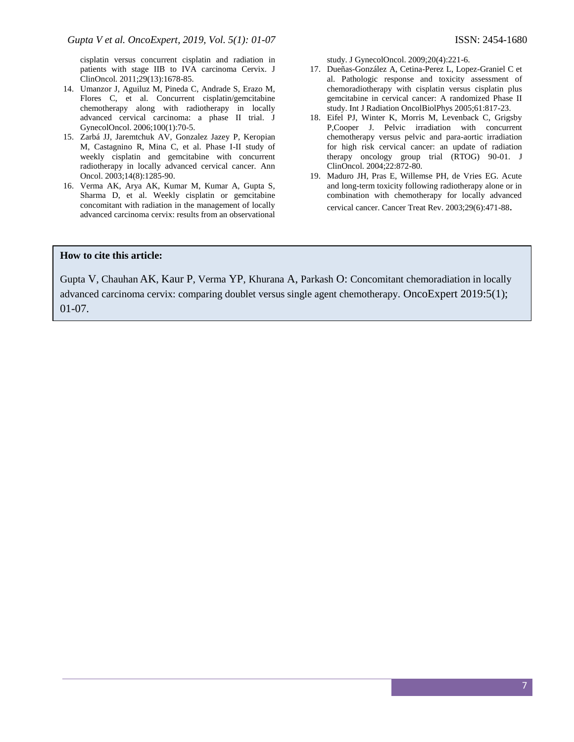cisplatin versus concurrent cisplatin and radiation in patients with stage IIB to IVA carcinoma Cervix. J ClinOncol. 2011;29(13):1678-85.

14. Umanzor J, Aguiluz M, Pineda C, Andrade S, Erazo M, Flores C, et al. Concurrent cisplatin/gemcitabine chemotherapy along with radiotherapy in locally advanced cervical carcinoma: a phase II trial. J GynecolOncol. 2006;100(1):70-5.
15. Zarbá JJ, Jaremtchuk AV, Gonzalez Jazey P, Keropian M, Castagnino R, Mina C, et al. Phase I-II study of weekly cisplatin and gemcitabine with concurrent radiotherapy in locally advanced cervical cancer. Ann Oncol. 2003;14(8):1285-90.
16. Verma AK, Arya AK, Kumar M, Kumar A, Gupta S, Sharma D, et al. Weekly cisplatin or gemcitabine concomitant with radiation in the management of locally advanced carcinoma cervix: results from an observational study. J GynecolOncol. 2009;20(4):221-6.
17. Dueñas-González A, Cetina-Perez L, Lopez-Graniel C et al. Pathologic response and toxicity assessment of chemoradiotherapy with cisplatin versus cisplatin plus gemcitabine in cervical cancer: A randomized Phase II study. Int J Radiation OncolBiolPhys 2005;61:817-23.
18. Eifel PJ, Winter K, Morris M, Levenback C, Grigsby P,Cooper J. Pelvic irradiation with concurrent chemotherapy versus pelvic and para-aortic irradiation for high risk cervical cancer: an update of radiation therapy oncology group trial (RTOG) 90-01. J ClinOncol. 2004;22:872-80.
19. Maduro JH, Pras E, Willemse PH, de Vries EG. Acute and long-term toxicity following radiotherapy alone or in combination with chemotherapy for locally advanced cervical cancer. Cancer Treat Rev. 2003;29(6):471-88.

**How to cite this article:**

Gupta V, Chauhan AK, Kaur P, Verma YP, Khurana A, Parkash O: Concomitant chemoradiation in locally advanced carcinoma cervix: comparing doublet versus single agent chemotherapy. OncoExpert 2019:5(1); 01-07.